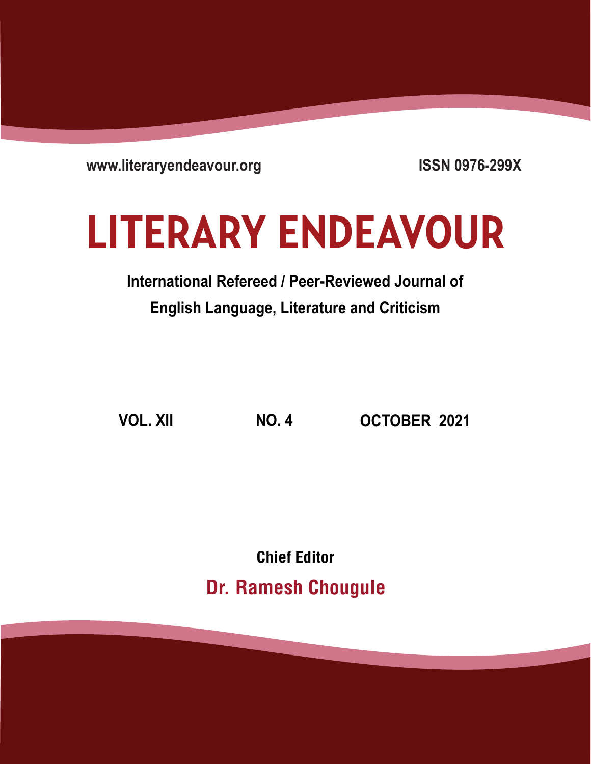www.literaryendeavour.org

ISSN 0976-299X

# LITERARY ENDEAVOUR

**International Refereed / Peer-Reviewed Journal of English Language, Literature and Criticism**

**VOL. XII** **NO. 4** **OCTOBER 2021**

**Chief Editor**

**Dr. Ramesh Chougule**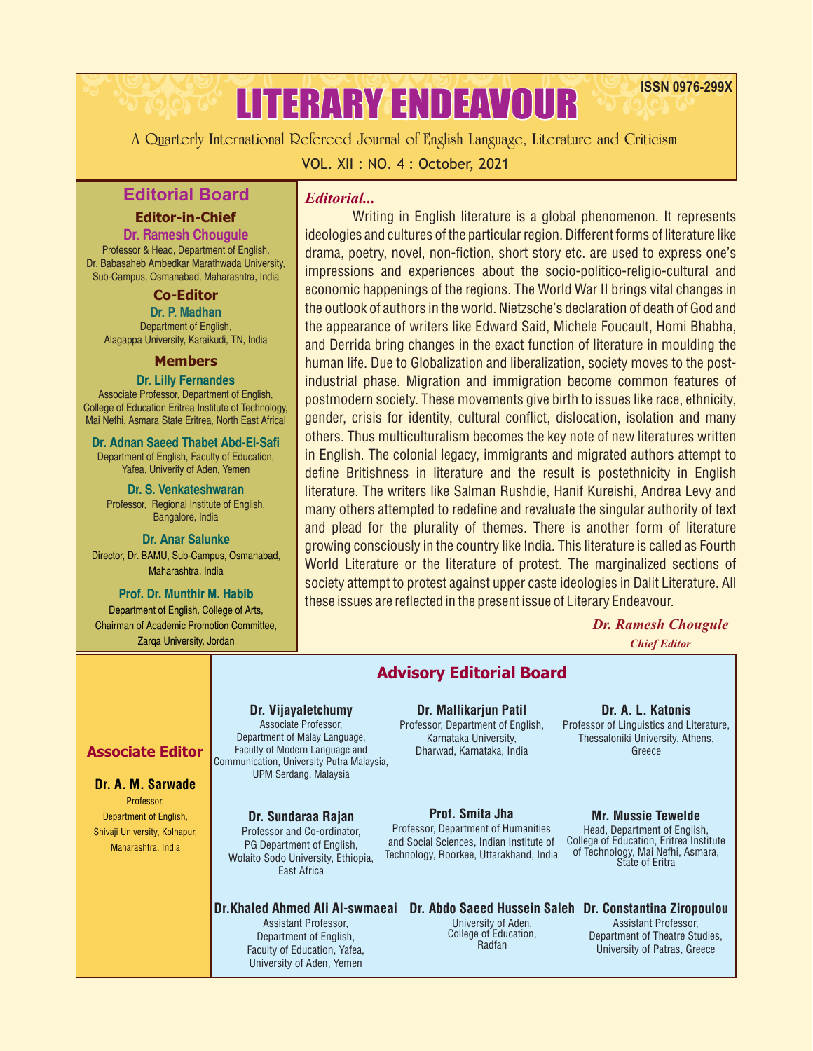ISSN 0976-299X

# LITERARY ENDEAVOUR

A Quarterly International Refereed Journal of English Language, Literature and Criticism

VOL. XII : NO. 4 : October, 2021

## Editorial Board

### Editor-in-Chief

**Dr. Ramesh Chougule**
Professor & Head, Department of English,
Dr. Babasaheb Ambedkar Marathwada University,
Sub-Campus, Osmanabad, Maharashtra, India

### Co-Editor

**Dr. P. Madhan**
Department of English,
Alagappa University, Karaikudi, TN, India

### Members

**Dr. Lilly Fernandes**
Associate Professor, Department of English,
College of Education Eritrea Institute of Technology,
Mai Nefhi, Asmara State Eritrea, North East Africal

**Dr. Adnan Saeed Thabet Abd-El-Safi**
Department of English, Faculty of Education,
Yafea, Univerity of Aden, Yemen

**Dr. S. Venkateshwaran**
Professor, Regional Institute of English,
Bangalore, India

**Dr. Anar Salunke**
Director, Dr. BAMU, Sub-Campus, Osmanabad,
Maharashtra, India

**Prof. Dr. Munthir M. Habib**
Department of English, College of Arts,
Chairman of Academic Promotion Committee,
Zarqa University, Jordan

## *Editorial...*

Writing in English literature is a global phenomenon. It represents ideologies and cultures of the particular region. Different forms of literature like drama, poetry, novel, non-fiction, short story etc. are used to express one's impressions and experiences about the socio-politico-religio-cultural and economic happenings of the regions. The World War II brings vital changes in the outlook of authors in the world. Nietzsche's declaration of death of God and the appearance of writers like Edward Said, Michele Foucault, Homi Bhabha, and Derrida bring changes in the exact function of literature in moulding the human life. Due to Globalization and liberalization, society moves to the post-industrial phase. Migration and immigration become common features of postmodern society. These movements give birth to issues like race, ethnicity, gender, crisis for identity, cultural conflict, dislocation, isolation and many others. Thus multiculturalism becomes the key note of new literatures written in English. The colonial legacy, immigrants and migrated authors attempt to define Britishness in literature and the result is postethnicity in English literature. The writers like Salman Rushdie, Hanif Kureishi, Andrea Levy and many others attempted to redefine and revaluate the singular authority of text and plead for the plurality of themes. There is another form of literature growing consciously in the country like India. This literature is called as Fourth World Literature or the literature of protest. The marginalized sections of society attempt to protest against upper caste ideologies in Dalit Literature. All these issues are reflected in the present issue of Literary Endeavour.

***Dr. Ramesh Chougule***
*Chief Editor*

## Associate Editor

**Dr. A. M. Sarwade**
Professor,
Department of English,
Shivaji University, Kolhapur,
Maharashtra, India

## Advisory Editorial Board

**Dr. Vijayaletchumy**
Associate Professor,
Department of Malay Language,
Faculty of Modern Language and Communication, University Putra Malaysia,
UPM Serdang, Malaysia

**Dr. Mallikarjun Patil**
Professor, Department of English,
Karnataka University,
Dharwad, Karnataka, India

**Dr. A. L. Katonis**
Professor of Linguistics and Literature,
Thessaloniki University, Athens,
Greece

**Dr. Sundaraa Rajan**
Professor and Co-ordinator,
PG Department of English,
Wolaito Sodo University, Ethiopia,
East Africa

**Prof. Smita Jha**
Professor, Department of Humanities and Social Sciences, Indian Institute of Technology, Roorkee, Uttarakhand, India

**Mr. Mussie Tewelde**
Head, Department of English,
College of Education, Eritrea Institute of Technology, Mai Nefhi, Asmara,
State of Eritra

**Dr.Khaled Ahmed Ali Al-swmaeai**
Assistant Professor,
Department of English,
Faculty of Education, Yafea,
University of Aden, Yemen

**Dr. Abdo Saeed Hussein Saleh**
University of Aden,
College of Education,
Radfan

**Dr. Constantina Ziropoulou**
Assistant Professor,
Department of Theatre Studies,
University of Patras, Greece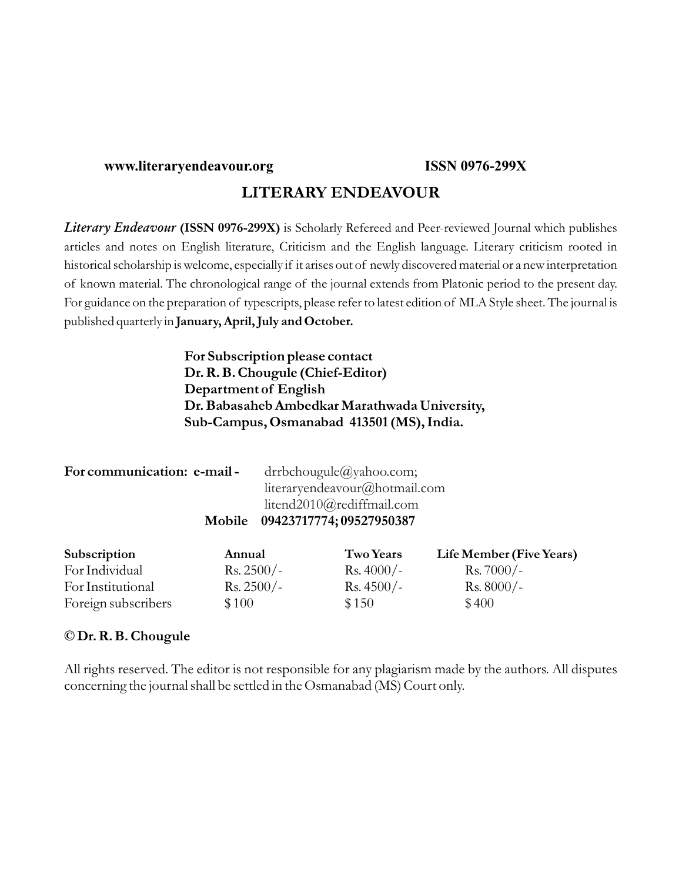**www.literaryendeavour.org** **ISSN 0976-299X**

# LITERARY ENDEAVOUR

*Literary Endeavour* **(ISSN 0976-299X)** is Scholarly Refereed and Peer-reviewed Journal which publishes articles and notes on English literature, Criticism and the English language. Literary criticism rooted in historical scholarship is welcome, especially if it arises out of newly discovered material or a new interpretation of known material. The chronological range of the journal extends from Platonic period to the present day. For guidance on the preparation of typescripts, please refer to latest edition of MLA Style sheet. The journal is published quarterly in **January, April, July and October.**

**For Subscription please contact**
**Dr. R. B. Chougule (Chief-Editor)**
**Department of English**
**Dr. Babasaheb Ambedkar Marathwada University,**
**Sub-Campus, Osmanabad 413501 (MS), India.**

**For communication: e-mail -** drrbchougule@yahoo.com;
literaryendeavour@hotmail.com
litend2010@rediffmail.com
**Mobile 09423717774; 09527950387**

| **Subscription** | **Annual** | **Two Years** | **Life Member (Five Years)** |
|---|---|---|---|
| For Individual | Rs. 2500/- | Rs. 4000/- | Rs. 7000/- |
| For Institutional | Rs. 2500/- | Rs. 4500/- | Rs. 8000/- |
| Foreign subscribers | $ 100 | $ 150 | $ 400 |

**© Dr. R. B. Chougule**

All rights reserved. The editor is not responsible for any plagiarism made by the authors. All disputes concerning the journal shall be settled in the Osmanabad (MS) Court only.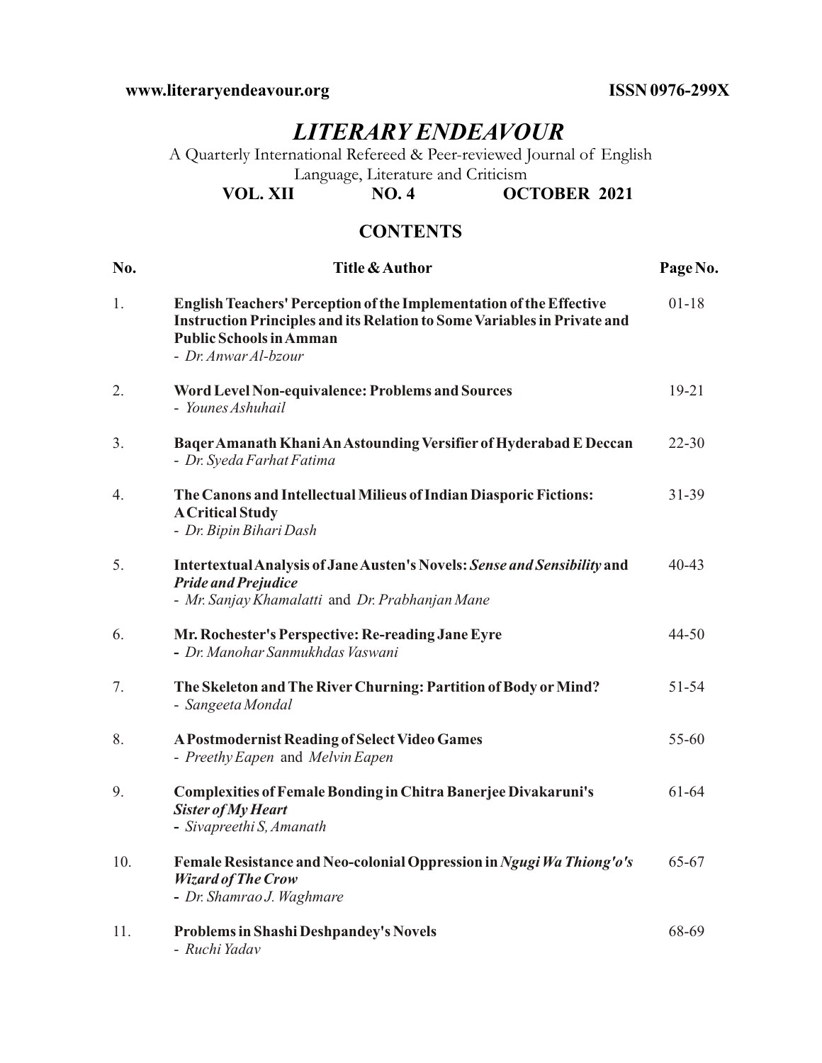www.literaryendeavour.org **ISSN 0976-299X**

# *LITERARY ENDEAVOUR*

A Quarterly International Refereed & Peer-reviewed Journal of English Language, Literature and Criticism

**VOL. XII NO. 4 OCTOBER 2021**

## CONTENTS

| No. | Title & Author | Page No. |
|---|---|---|
| 1. | **English Teachers' Perception of the Implementation of the Effective Instruction Principles and its Relation to Some Variables in Private and Public Schools in Amman** <br> - *Dr. Anwar Al-bzour* | 01-18 |
| 2. | **Word Level Non-equivalence: Problems and Sources** <br> - *Younes Ashuhail* | 19-21 |
| 3. | **Baqer Amanath Khani An Astounding Versifier of Hyderabad E Deccan** <br> - *Dr. Syeda Farhat Fatima* | 22-30 |
| 4. | **The Canons and Intellectual Milieus of Indian Diasporic Fictions: A Critical Study** <br> - *Dr. Bipin Bihari Dash* | 31-39 |
| 5. | **Intertextual Analysis of Jane Austen's Novels: *Sense and Sensibility* and *Pride and Prejudice*** <br> - *Mr. Sanjay Khamalatti* and *Dr. Prabhanjan Mane* | 40-43 |
| 6. | **Mr. Rochester's Perspective: Re-reading Jane Eyre** <br> - *Dr. Manohar Sanmukhdas Vaswani* | 44-50 |
| 7. | **The Skeleton and The River Churning: Partition of Body or Mind?** <br> - *Sangeeta Mondal* | 51-54 |
| 8. | **A Postmodernist Reading of Select Video Games** <br> - *Preethy Eapen* and *Melvin Eapen* | 55-60 |
| 9. | **Complexities of Female Bonding in Chitra Banerjee Divakaruni's *Sister of My Heart*** <br> - *Sivapreethi S, Amanath* | 61-64 |
| 10. | **Female Resistance and Neo-colonial Oppression in *Ngugi Wa Thiong'o's Wizard of The Crow*** <br> - *Dr. Shamrao J. Waghmare* | 65-67 |
| 11. | **Problems in Shashi Deshpandey's Novels** <br> - *Ruchi Yadav* | 68-69 |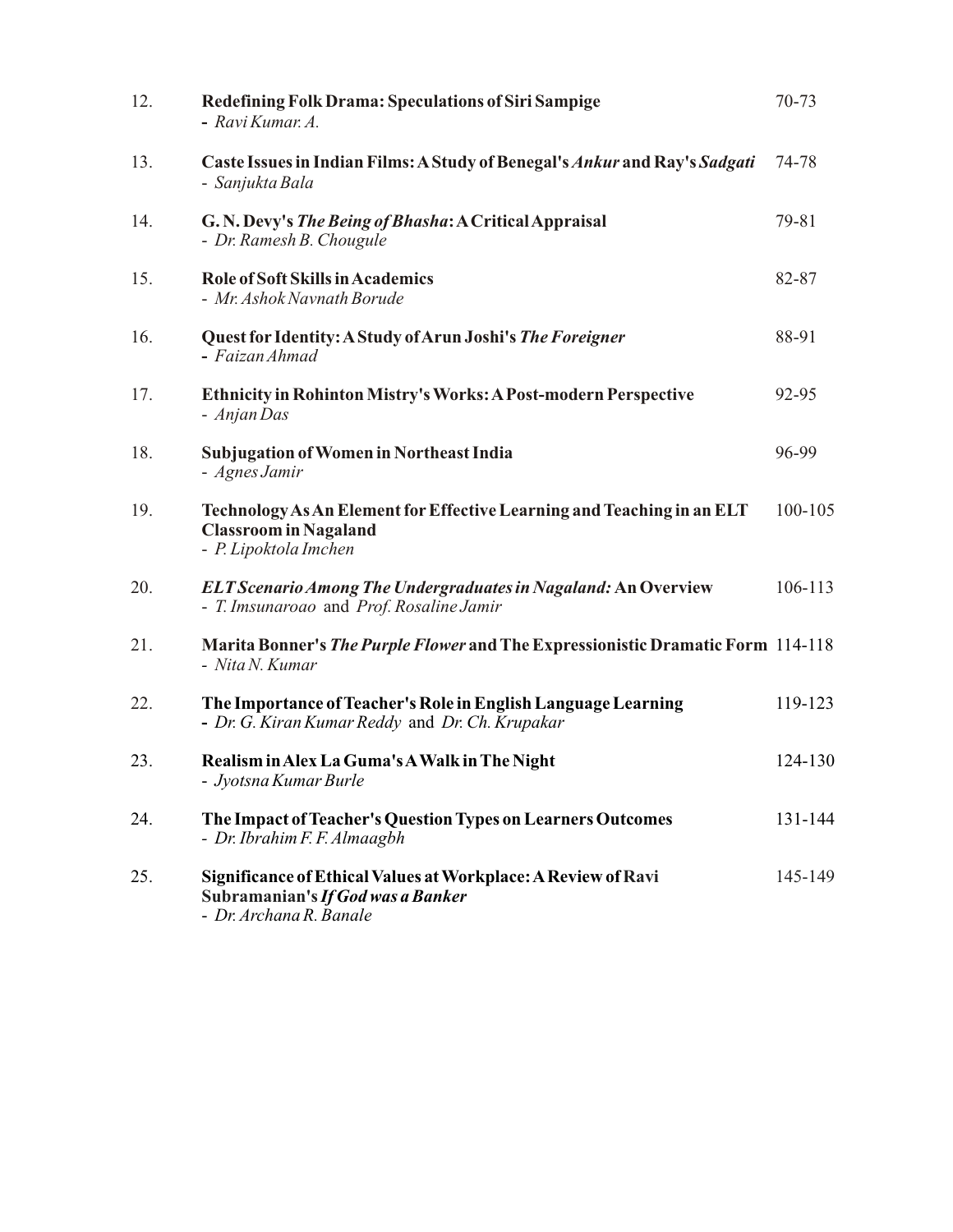| | | |
|---|---|---|
| 12. | **Redefining Folk Drama: Speculations of Siri Sampige**<br>- *Ravi Kumar. A.* | 70-73 |
| 13. | **Caste Issues in Indian Films: A Study of Benegal's *Ankur* and Ray's *Sadgati***<br>- *Sanjukta Bala* | 74-78 |
| 14. | **G. N. Devy's *The Being of Bhasha*: A Critical Appraisal**<br>- *Dr. Ramesh B. Chougule* | 79-81 |
| 15. | **Role of Soft Skills in Academics**<br>- *Mr. Ashok Navnath Borude* | 82-87 |
| 16. | **Quest for Identity: A Study of Arun Joshi's *The Foreigner***<br>- *Faizan Ahmad* | 88-91 |
| 17. | **Ethnicity in Rohinton Mistry's Works: A Post-modern Perspective**<br>- *Anjan Das* | 92-95 |
| 18. | **Subjugation of Women in Northeast India**<br>- *Agnes Jamir* | 96-99 |
| 19. | **Technology As An Element for Effective Learning and Teaching in an ELT Classroom in Nagaland**<br>- *P. Lipoktola Imchen* | 100-105 |
| 20. | ***ELT Scenario Among The Undergraduates in Nagaland:* An Overview**<br>- *T. Imsunaroao* and *Prof. Rosaline Jamir* | 106-113 |
| 21. | **Marita Bonner's *The Purple Flower* and The Expressionistic Dramatic Form**<br>- *Nita N. Kumar* | 114-118 |
| 22. | **The Importance of Teacher's Role in English Language Learning**<br>- *Dr. G. Kiran Kumar Reddy* and *Dr. Ch. Krupakar* | 119-123 |
| 23. | **Realism in Alex La Guma's A Walk in The Night**<br>- *Jyotsna Kumar Burle* | 124-130 |
| 24. | **The Impact of Teacher's Question Types on Learners Outcomes**<br>- *Dr. Ibrahim F. F. Almaagbh* | 131-144 |
| 25. | **Significance of Ethical Values at Workplace: A Review of Ravi Subramanian's *If God was a Banker***<br>- *Dr. Archana R. Banale* | 145-149 |